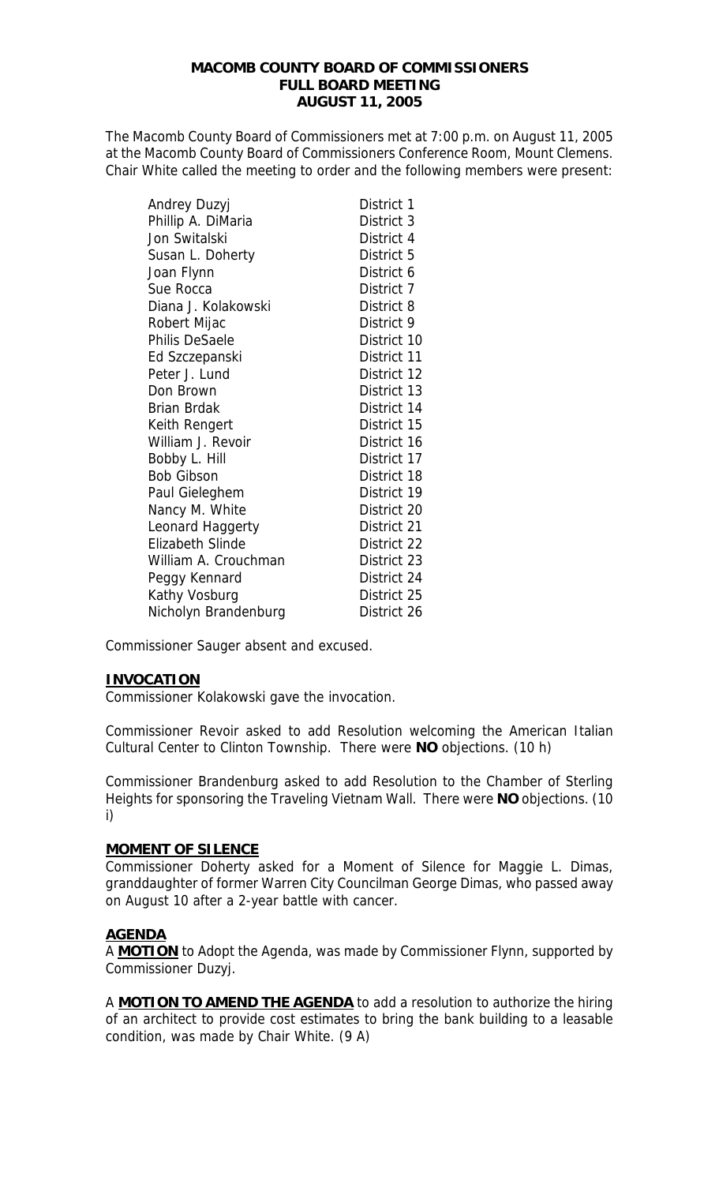# MACOMB COUNTY BOARD OF COMMISSIONERS
## FULL BOARD MEETING
## AUGUST 11, 2005

The Macomb County Board of Commissioners met at 7:00 p.m. on August 11, 2005 at the Macomb County Board of Commissioners Conference Room, Mount Clemens. Chair White called the meeting to order and the following members were present:

| | |
|---|---|
| Andrey Duzyj | District 1 |
| Phillip A. DiMaria | District 3 |
| Jon Switalski | District 4 |
| Susan L. Doherty | District 5 |
| Joan Flynn | District 6 |
| Sue Rocca | District 7 |
| Diana J. Kolakowski | District 8 |
| Robert Mijac | District 9 |
| Philis DeSaele | District 10 |
| Ed Szczepanski | District 11 |
| Peter J. Lund | District 12 |
| Don Brown | District 13 |
| Brian Brdak | District 14 |
| Keith Rengert | District 15 |
| William J. Revoir | District 16 |
| Bobby L. Hill | District 17 |
| Bob Gibson | District 18 |
| Paul Gieleghem | District 19 |
| Nancy M. White | District 20 |
| Leonard Haggerty | District 21 |
| Elizabeth Slinde | District 22 |
| William A. Crouchman | District 23 |
| Peggy Kennard | District 24 |
| Kathy Vosburg | District 25 |
| Nicholyn Brandenburg | District 26 |

Commissioner Sauger absent and excused.

**INVOCATION**

Commissioner Kolakowski gave the invocation.

Commissioner Revoir asked to add Resolution welcoming the American Italian Cultural Center to Clinton Township. There were **NO** objections. (10 h)

Commissioner Brandenburg asked to add Resolution to the Chamber of Sterling Heights for sponsoring the Traveling Vietnam Wall. There were **NO** objections. (10 i)

**MOMENT OF SILENCE**

Commissioner Doherty asked for a Moment of Silence for Maggie L. Dimas, granddaughter of former Warren City Councilman George Dimas, who passed away on August 10 after a 2-year battle with cancer.

**AGENDA**

A **MOTION** to Adopt the Agenda, was made by Commissioner Flynn, supported by Commissioner Duzyj.

A **MOTION TO AMEND THE AGENDA** to add a resolution to authorize the hiring of an architect to provide cost estimates to bring the bank building to a leasable condition, was made by Chair White. (9 A)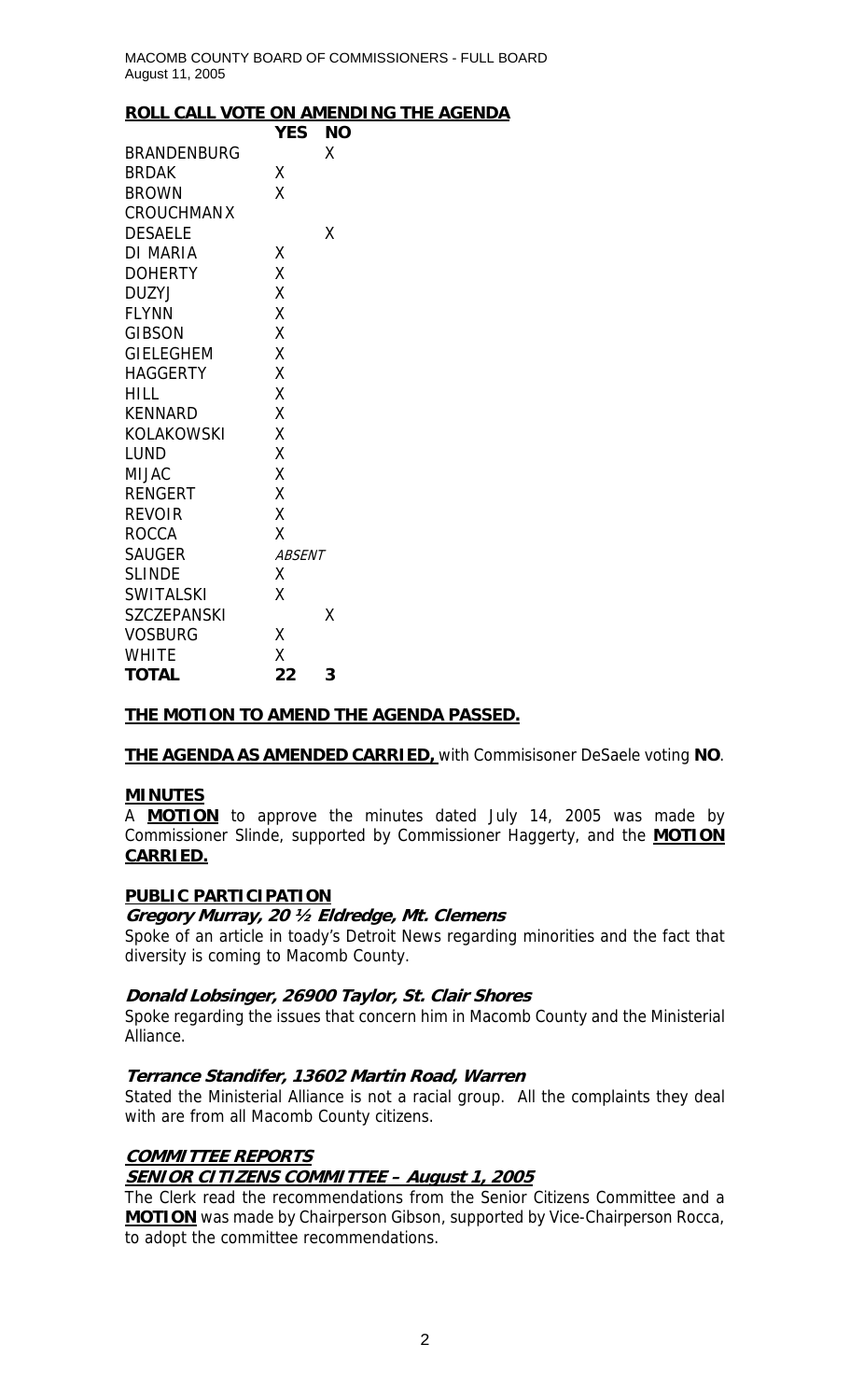## ROLL CALL VOTE ON AMENDING THE AGENDA

| | YES | NO |
|---|---|---|
| BRANDENBURG | | X |
| BRDAK | X | |
| BROWN | X | |
| CROUCHMAN | X | |
| DESAELE | | X |
| DI MARIA | X | |
| DOHERTY | X | |
| DUZYJ | X | |
| FLYNN | X | |
| GIBSON | X | |
| GIELEGHEM | X | |
| HAGGERTY | X | |
| HILL | X | |
| KENNARD | X | |
| KOLAKOWSKI | X | |
| LUND | X | |
| MIJAC | X | |
| RENGERT | X | |
| REVOIR | X | |
| ROCCA | X | |
| SAUGER | *ABSENT* | |
| SLINDE | X | |
| SWITALSKI | X | |
| SZCZEPANSKI | | X |
| VOSBURG | X | |
| WHITE | X | |
| **TOTAL** | **22** | **3** |

**THE MOTION TO AMEND THE AGENDA PASSED.**

**THE AGENDA AS AMENDED CARRIED,** with Commisisoner DeSaele voting **NO**.

## MINUTES

A **MOTION** to approve the minutes dated July 14, 2005 was made by Commissioner Slinde, supported by Commissioner Haggerty, and the **MOTION CARRIED.**

## PUBLIC PARTICIPATION

***Gregory Murray, 20 ½ Eldredge, Mt. Clemens***

Spoke of an article in toady's Detroit News regarding minorities and the fact that diversity is coming to Macomb County.

***Donald Lobsinger, 26900 Taylor, St. Clair Shores***

Spoke regarding the issues that concern him in Macomb County and the Ministerial Alliance.

***Terrance Standifer, 13602 Martin Road, Warren***

Stated the Ministerial Alliance is not a racial group. All the complaints they deal with are from all Macomb County citizens.

## COMMITTEE REPORTS

### SENIOR CITIZENS COMMITTEE – August 1, 2005

The Clerk read the recommendations from the Senior Citizens Committee and a **MOTION** was made by Chairperson Gibson, supported by Vice-Chairperson Rocca, to adopt the committee recommendations.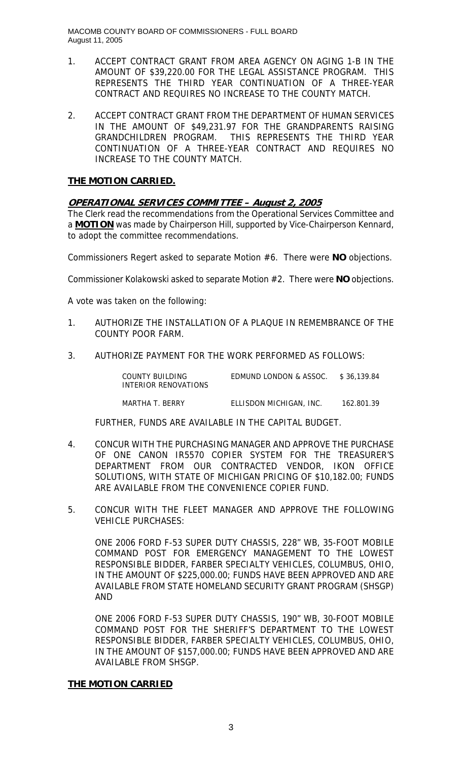1. ACCEPT CONTRACT GRANT FROM AREA AGENCY ON AGING 1-B IN THE AMOUNT OF $39,220.00 FOR THE LEGAL ASSISTANCE PROGRAM. THIS REPRESENTS THE THIRD YEAR CONTINUATION OF A THREE-YEAR CONTRACT AND REQUIRES NO INCREASE TO THE COUNTY MATCH.

2. ACCEPT CONTRACT GRANT FROM THE DEPARTMENT OF HUMAN SERVICES IN THE AMOUNT OF $49,231.97 FOR THE GRANDPARENTS RAISING GRANDCHILDREN PROGRAM. THIS REPRESENTS THE THIRD YEAR CONTINUATION OF A THREE-YEAR CONTRACT AND REQUIRES NO INCREASE TO THE COUNTY MATCH.

**THE MOTION CARRIED.**

**_OPERATIONAL SERVICES COMMITTEE – August 2, 2005_**

The Clerk read the recommendations from the Operational Services Committee and a **MOTION** was made by Chairperson Hill, supported by Vice-Chairperson Kennard, to adopt the committee recommendations.

Commissioners Regert asked to separate Motion #6. There were **NO** objections.

Commissioner Kolakowski asked to separate Motion #2. There were **NO** objections.

A vote was taken on the following:

1. AUTHORIZE THE INSTALLATION OF A PLAQUE IN REMEMBRANCE OF THE COUNTY POOR FARM.

3. AUTHORIZE PAYMENT FOR THE WORK PERFORMED AS FOLLOWS:

| | | |
|---|---|---|
| COUNTY BUILDING INTERIOR RENOVATIONS | EDMUND LONDON & ASSOC. | $ 36,139.84 |
| MARTHA T. BERRY | ELLISDON MICHIGAN, INC. | 162.801.39 |

FURTHER, FUNDS ARE AVAILABLE IN THE CAPITAL BUDGET.

4. CONCUR WITH THE PURCHASING MANAGER AND APPROVE THE PURCHASE OF ONE CANON IR5570 COPIER SYSTEM FOR THE TREASURER'S DEPARTMENT FROM OUR CONTRACTED VENDOR, IKON OFFICE SOLUTIONS, WITH STATE OF MICHIGAN PRICING OF $10,182.00; FUNDS ARE AVAILABLE FROM THE CONVENIENCE COPIER FUND.

5. CONCUR WITH THE FLEET MANAGER AND APPROVE THE FOLLOWING VEHICLE PURCHASES:

   ONE 2006 FORD F-53 SUPER DUTY CHASSIS, 228" WB, 35-FOOT MOBILE COMMAND POST FOR EMERGENCY MANAGEMENT TO THE LOWEST RESPONSIBLE BIDDER, FARBER SPECIALTY VEHICLES, COLUMBUS, OHIO, IN THE AMOUNT OF $225,000.00; FUNDS HAVE BEEN APPROVED AND ARE AVAILABLE FROM STATE HOMELAND SECURITY GRANT PROGRAM (SHSGP) AND

   ONE 2006 FORD F-53 SUPER DUTY CHASSIS, 190" WB, 30-FOOT MOBILE COMMAND POST FOR THE SHERIFF'S DEPARTMENT TO THE LOWEST RESPONSIBLE BIDDER, FARBER SPECIALTY VEHICLES, COLUMBUS, OHIO, IN THE AMOUNT OF $157,000.00; FUNDS HAVE BEEN APPROVED AND ARE AVAILABLE FROM SHSGP.

**THE MOTION CARRIED**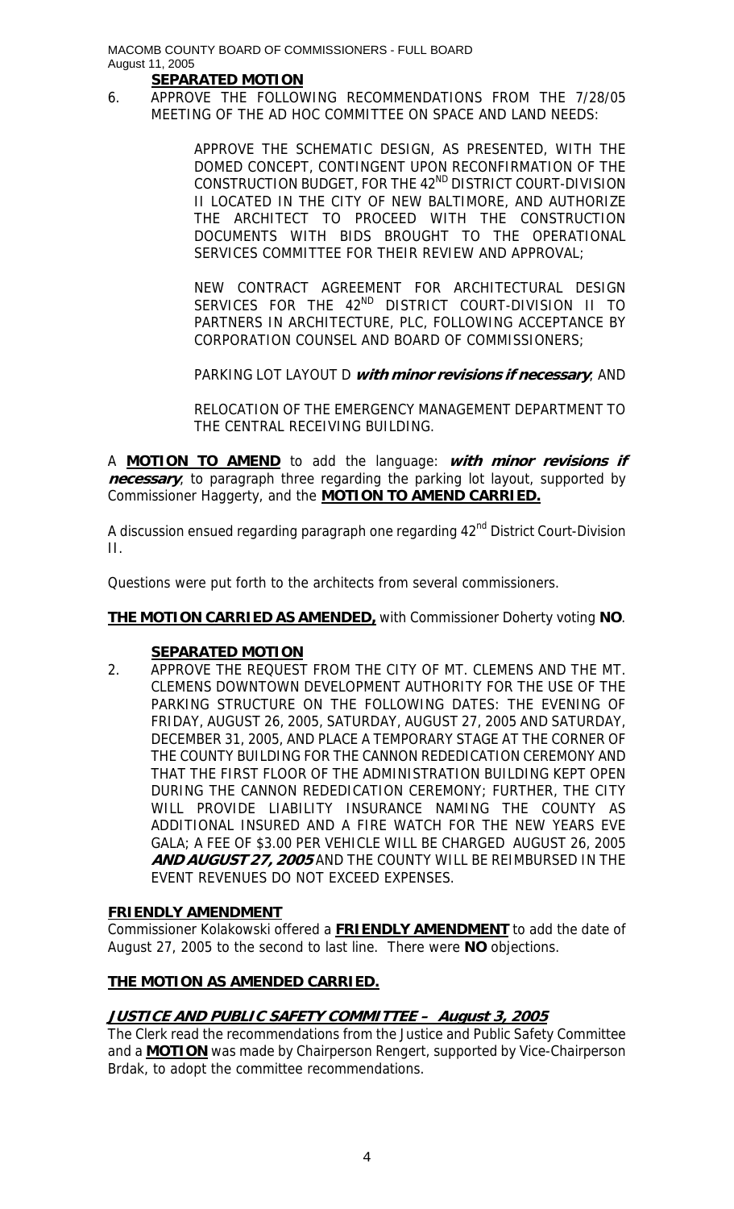**SEPARATED MOTION**

6. APPROVE THE FOLLOWING RECOMMENDATIONS FROM THE 7/28/05 MEETING OF THE AD HOC COMMITTEE ON SPACE AND LAND NEEDS:

   APPROVE THE SCHEMATIC DESIGN, AS PRESENTED, WITH THE DOMED CONCEPT, CONTINGENT UPON RECONFIRMATION OF THE CONSTRUCTION BUDGET, FOR THE 42ND DISTRICT COURT-DIVISION II LOCATED IN THE CITY OF NEW BALTIMORE, AND AUTHORIZE THE ARCHITECT TO PROCEED WITH THE CONSTRUCTION DOCUMENTS WITH BIDS BROUGHT TO THE OPERATIONAL SERVICES COMMITTEE FOR THEIR REVIEW AND APPROVAL;

   NEW CONTRACT AGREEMENT FOR ARCHITECTURAL DESIGN SERVICES FOR THE 42ND DISTRICT COURT-DIVISION II TO PARTNERS IN ARCHITECTURE, PLC, FOLLOWING ACCEPTANCE BY CORPORATION COUNSEL AND BOARD OF COMMISSIONERS;

   PARKING LOT LAYOUT D ***with minor revisions if necessary***, AND

   RELOCATION OF THE EMERGENCY MANAGEMENT DEPARTMENT TO THE CENTRAL RECEIVING BUILDING.

A **MOTION TO AMEND** to add the language: ***with minor revisions if necessary***, to paragraph three regarding the parking lot layout, supported by Commissioner Haggerty, and the **MOTION TO AMEND CARRIED.**

A discussion ensued regarding paragraph one regarding 42nd District Court-Division II.

Questions were put forth to the architects from several commissioners.

**THE MOTION CARRIED AS AMENDED,** with Commissioner Doherty voting **NO**.

**SEPARATED MOTION**

2. APPROVE THE REQUEST FROM THE CITY OF MT. CLEMENS AND THE MT. CLEMENS DOWNTOWN DEVELOPMENT AUTHORITY FOR THE USE OF THE PARKING STRUCTURE ON THE FOLLOWING DATES: THE EVENING OF FRIDAY, AUGUST 26, 2005, SATURDAY, AUGUST 27, 2005 AND SATURDAY, DECEMBER 31, 2005, AND PLACE A TEMPORARY STAGE AT THE CORNER OF THE COUNTY BUILDING FOR THE CANNON REDEDICATION CEREMONY AND THAT THE FIRST FLOOR OF THE ADMINISTRATION BUILDING KEPT OPEN DURING THE CANNON REDEDICATION CEREMONY; FURTHER, THE CITY WILL PROVIDE LIABILITY INSURANCE NAMING THE COUNTY AS ADDITIONAL INSURED AND A FIRE WATCH FOR THE NEW YEARS EVE GALA; A FEE OF $3.00 PER VEHICLE WILL BE CHARGED AUGUST 26, 2005 ***AND AUGUST 27, 2005*** AND THE COUNTY WILL BE REIMBURSED IN THE EVENT REVENUES DO NOT EXCEED EXPENSES.

**FRIENDLY AMENDMENT**

Commissioner Kolakowski offered a **FRIENDLY AMENDMENT** to add the date of August 27, 2005 to the second to last line. There were **NO** objections.

**THE MOTION AS AMENDED CARRIED.**

***JUSTICE AND PUBLIC SAFETY COMMITTEE – August 3, 2005***

The Clerk read the recommendations from the Justice and Public Safety Committee and a **MOTION** was made by Chairperson Rengert, supported by Vice-Chairperson Brdak, to adopt the committee recommendations.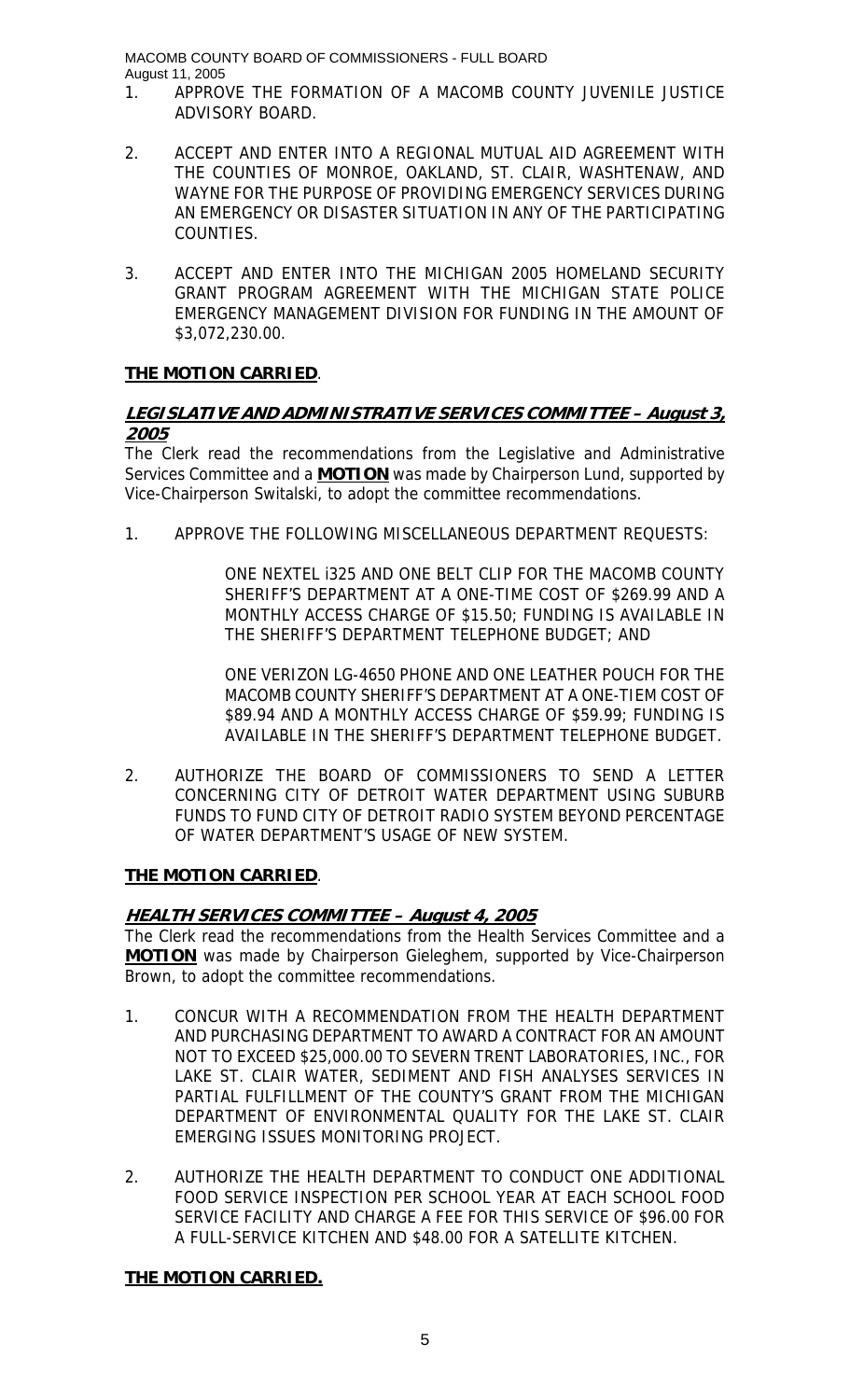1. APPROVE THE FORMATION OF A MACOMB COUNTY JUVENILE JUSTICE ADVISORY BOARD.

2. ACCEPT AND ENTER INTO A REGIONAL MUTUAL AID AGREEMENT WITH THE COUNTIES OF MONROE, OAKLAND, ST. CLAIR, WASHTENAW, AND WAYNE FOR THE PURPOSE OF PROVIDING EMERGENCY SERVICES DURING AN EMERGENCY OR DISASTER SITUATION IN ANY OF THE PARTICIPATING COUNTIES.

3. ACCEPT AND ENTER INTO THE MICHIGAN 2005 HOMELAND SECURITY GRANT PROGRAM AGREEMENT WITH THE MICHIGAN STATE POLICE EMERGENCY MANAGEMENT DIVISION FOR FUNDING IN THE AMOUNT OF $3,072,230.00.

**THE MOTION CARRIED**.

## ***LEGISLATIVE AND ADMINISTRATIVE SERVICES COMMITTEE – August 3, 2005***

The Clerk read the recommendations from the Legislative and Administrative Services Committee and a **MOTION** was made by Chairperson Lund, supported by Vice-Chairperson Switalski, to adopt the committee recommendations.

1. APPROVE THE FOLLOWING MISCELLANEOUS DEPARTMENT REQUESTS:

   ONE NEXTEL i325 AND ONE BELT CLIP FOR THE MACOMB COUNTY SHERIFF'S DEPARTMENT AT A ONE-TIME COST OF $269.99 AND A MONTHLY ACCESS CHARGE OF $15.50; FUNDING IS AVAILABLE IN THE SHERIFF'S DEPARTMENT TELEPHONE BUDGET; AND

   ONE VERIZON LG-4650 PHONE AND ONE LEATHER POUCH FOR THE MACOMB COUNTY SHERIFF'S DEPARTMENT AT A ONE-TIEM COST OF $89.94 AND A MONTHLY ACCESS CHARGE OF $59.99; FUNDING IS AVAILABLE IN THE SHERIFF'S DEPARTMENT TELEPHONE BUDGET.

2. AUTHORIZE THE BOARD OF COMMISSIONERS TO SEND A LETTER CONCERNING CITY OF DETROIT WATER DEPARTMENT USING SUBURB FUNDS TO FUND CITY OF DETROIT RADIO SYSTEM BEYOND PERCENTAGE OF WATER DEPARTMENT'S USAGE OF NEW SYSTEM.

**THE MOTION CARRIED**.

## ***HEALTH SERVICES COMMITTEE – August 4, 2005***

The Clerk read the recommendations from the Health Services Committee and a **MOTION** was made by Chairperson Gieleghem, supported by Vice-Chairperson Brown, to adopt the committee recommendations.

1. CONCUR WITH A RECOMMENDATION FROM THE HEALTH DEPARTMENT AND PURCHASING DEPARTMENT TO AWARD A CONTRACT FOR AN AMOUNT NOT TO EXCEED $25,000.00 TO SEVERN TRENT LABORATORIES, INC., FOR LAKE ST. CLAIR WATER, SEDIMENT AND FISH ANALYSES SERVICES IN PARTIAL FULFILLMENT OF THE COUNTY'S GRANT FROM THE MICHIGAN DEPARTMENT OF ENVIRONMENTAL QUALITY FOR THE LAKE ST. CLAIR EMERGING ISSUES MONITORING PROJECT.

2. AUTHORIZE THE HEALTH DEPARTMENT TO CONDUCT ONE ADDITIONAL FOOD SERVICE INSPECTION PER SCHOOL YEAR AT EACH SCHOOL FOOD SERVICE FACILITY AND CHARGE A FEE FOR THIS SERVICE OF $96.00 FOR A FULL-SERVICE KITCHEN AND $48.00 FOR A SATELLITE KITCHEN.

**THE MOTION CARRIED.**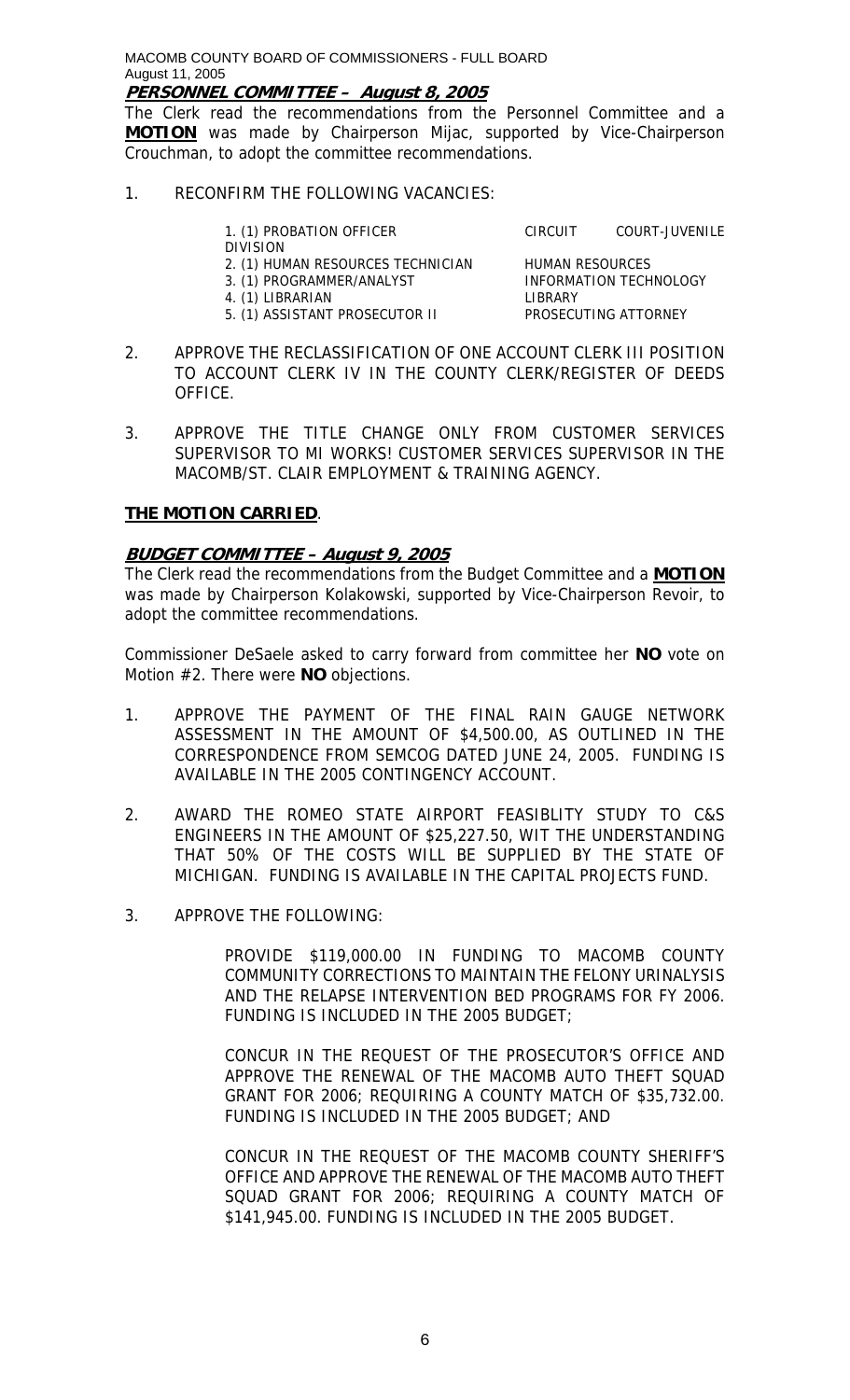**PERSONNEL COMMITTEE – August 8, 2005**

The Clerk read the recommendations from the Personnel Committee and a **MOTION** was made by Chairperson Mijac, supported by Vice-Chairperson Crouchman, to adopt the committee recommendations.

1. RECONFIRM THE FOLLOWING VACANCIES:

| | |
|---|---|
| 1. (1) PROBATION OFFICER | CIRCUIT COURT-JUVENILE DIVISION |
| 2. (1) HUMAN RESOURCES TECHNICIAN | HUMAN RESOURCES |
| 3. (1) PROGRAMMER/ANALYST | INFORMATION TECHNOLOGY |
| 4. (1) LIBRARIAN | LIBRARY |
| 5. (1) ASSISTANT PROSECUTOR II | PROSECUTING ATTORNEY |

2. APPROVE THE RECLASSIFICATION OF ONE ACCOUNT CLERK III POSITION TO ACCOUNT CLERK IV IN THE COUNTY CLERK/REGISTER OF DEEDS OFFICE.

3. APPROVE THE TITLE CHANGE ONLY FROM CUSTOMER SERVICES SUPERVISOR TO MI WORKS! CUSTOMER SERVICES SUPERVISOR IN THE MACOMB/ST. CLAIR EMPLOYMENT & TRAINING AGENCY.

**THE MOTION CARRIED**.

**BUDGET COMMITTEE – August 9, 2005**

The Clerk read the recommendations from the Budget Committee and a **MOTION** was made by Chairperson Kolakowski, supported by Vice-Chairperson Revoir, to adopt the committee recommendations.

Commissioner DeSaele asked to carry forward from committee her **NO** vote on Motion #2. There were **NO** objections.

1. APPROVE THE PAYMENT OF THE FINAL RAIN GAUGE NETWORK ASSESSMENT IN THE AMOUNT OF $4,500.00, AS OUTLINED IN THE CORRESPONDENCE FROM SEMCOG DATED JUNE 24, 2005. FUNDING IS AVAILABLE IN THE 2005 CONTINGENCY ACCOUNT.

2. AWARD THE ROMEO STATE AIRPORT FEASIBLITY STUDY TO C&S ENGINEERS IN THE AMOUNT OF $25,227.50, WIT THE UNDERSTANDING THAT 50% OF THE COSTS WILL BE SUPPLIED BY THE STATE OF MICHIGAN. FUNDING IS AVAILABLE IN THE CAPITAL PROJECTS FUND.

3. APPROVE THE FOLLOWING:

   PROVIDE $119,000.00 IN FUNDING TO MACOMB COUNTY COMMUNITY CORRECTIONS TO MAINTAIN THE FELONY URINALYSIS AND THE RELAPSE INTERVENTION BED PROGRAMS FOR FY 2006. FUNDING IS INCLUDED IN THE 2005 BUDGET;

   CONCUR IN THE REQUEST OF THE PROSECUTOR'S OFFICE AND APPROVE THE RENEWAL OF THE MACOMB AUTO THEFT SQUAD GRANT FOR 2006; REQUIRING A COUNTY MATCH OF $35,732.00. FUNDING IS INCLUDED IN THE 2005 BUDGET; AND

   CONCUR IN THE REQUEST OF THE MACOMB COUNTY SHERIFF'S OFFICE AND APPROVE THE RENEWAL OF THE MACOMB AUTO THEFT SQUAD GRANT FOR 2006; REQUIRING A COUNTY MATCH OF $141,945.00. FUNDING IS INCLUDED IN THE 2005 BUDGET.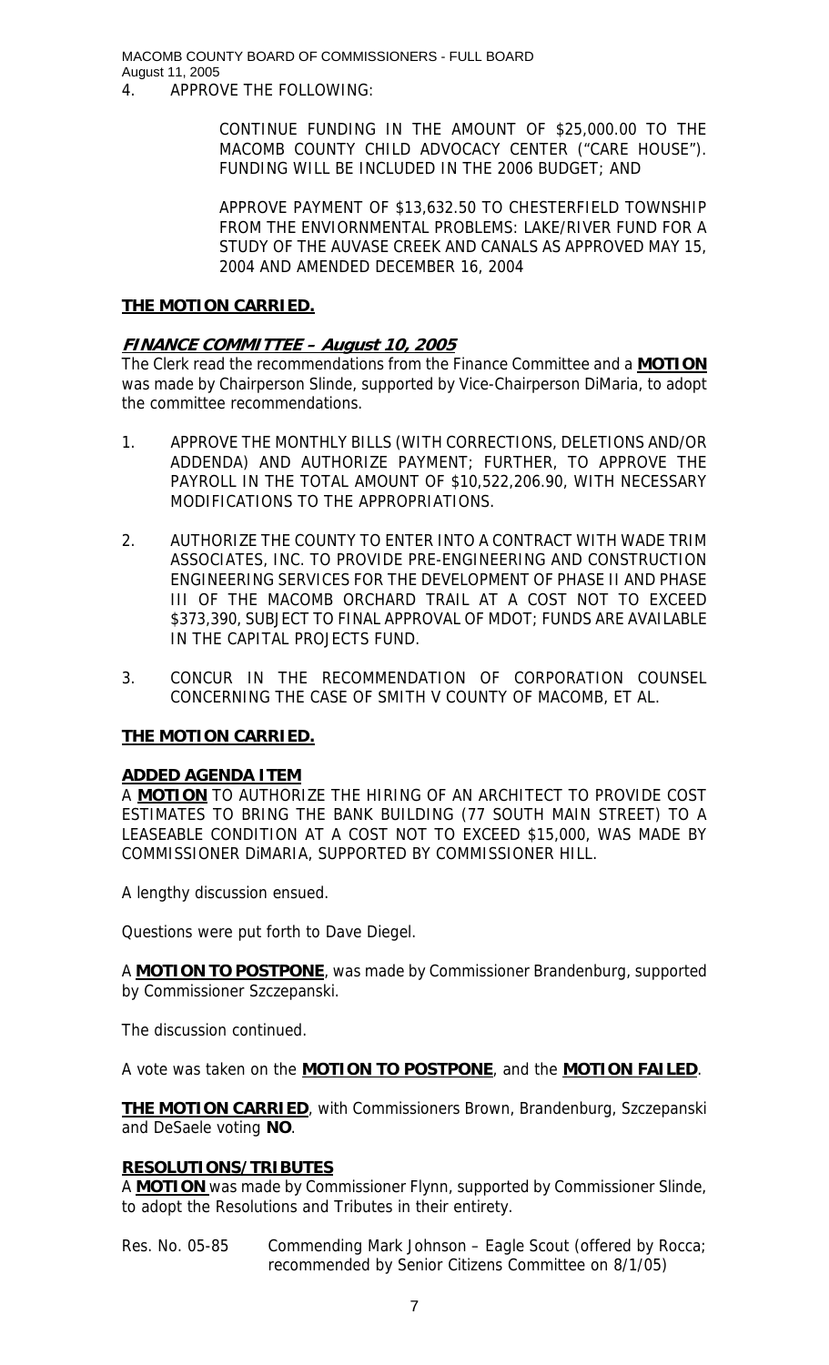4. APPROVE THE FOLLOWING:

   CONTINUE FUNDING IN THE AMOUNT OF $25,000.00 TO THE MACOMB COUNTY CHILD ADVOCACY CENTER ("CARE HOUSE"). FUNDING WILL BE INCLUDED IN THE 2006 BUDGET; AND

   APPROVE PAYMENT OF $13,632.50 TO CHESTERFIELD TOWNSHIP FROM THE ENVIORNMENTAL PROBLEMS: LAKE/RIVER FUND FOR A STUDY OF THE AUVASE CREEK AND CANALS AS APPROVED MAY 15, 2004 AND AMENDED DECEMBER 16, 2004

**THE MOTION CARRIED.**

***FINANCE COMMITTEE – August 10, 2005***

The Clerk read the recommendations from the Finance Committee and a **MOTION** was made by Chairperson Slinde, supported by Vice-Chairperson DiMaria, to adopt the committee recommendations.

1. APPROVE THE MONTHLY BILLS (WITH CORRECTIONS, DELETIONS AND/OR ADDENDA) AND AUTHORIZE PAYMENT; FURTHER, TO APPROVE THE PAYROLL IN THE TOTAL AMOUNT OF $10,522,206.90, WITH NECESSARY MODIFICATIONS TO THE APPROPRIATIONS.

2. AUTHORIZE THE COUNTY TO ENTER INTO A CONTRACT WITH WADE TRIM ASSOCIATES, INC. TO PROVIDE PRE-ENGINEERING AND CONSTRUCTION ENGINEERING SERVICES FOR THE DEVELOPMENT OF PHASE II AND PHASE III OF THE MACOMB ORCHARD TRAIL AT A COST NOT TO EXCEED $373,390, SUBJECT TO FINAL APPROVAL OF MDOT; FUNDS ARE AVAILABLE IN THE CAPITAL PROJECTS FUND.

3. CONCUR IN THE RECOMMENDATION OF CORPORATION COUNSEL CONCERNING THE CASE OF SMITH V COUNTY OF MACOMB, ET AL.

**THE MOTION CARRIED.**

**ADDED AGENDA ITEM**

A **MOTION** TO AUTHORIZE THE HIRING OF AN ARCHITECT TO PROVIDE COST ESTIMATES TO BRING THE BANK BUILDING (77 SOUTH MAIN STREET) TO A LEASEABLE CONDITION AT A COST NOT TO EXCEED $15,000, WAS MADE BY COMMISSIONER DiMARIA, SUPPORTED BY COMMISSIONER HILL.

A lengthy discussion ensued.

Questions were put forth to Dave Diegel.

A **MOTION TO POSTPONE**, was made by Commissioner Brandenburg, supported by Commissioner Szczepanski.

The discussion continued.

A vote was taken on the **MOTION TO POSTPONE**, and the **MOTION FAILED**.

**THE MOTION CARRIED**, with Commissioners Brown, Brandenburg, Szczepanski and DeSaele voting **NO**.

**RESOLUTIONS/TRIBUTES**

A **MOTION** was made by Commissioner Flynn, supported by Commissioner Slinde, to adopt the Resolutions and Tributes in their entirety.

Res. No. 05-85 Commending Mark Johnson – Eagle Scout (offered by Rocca; recommended by Senior Citizens Committee on 8/1/05)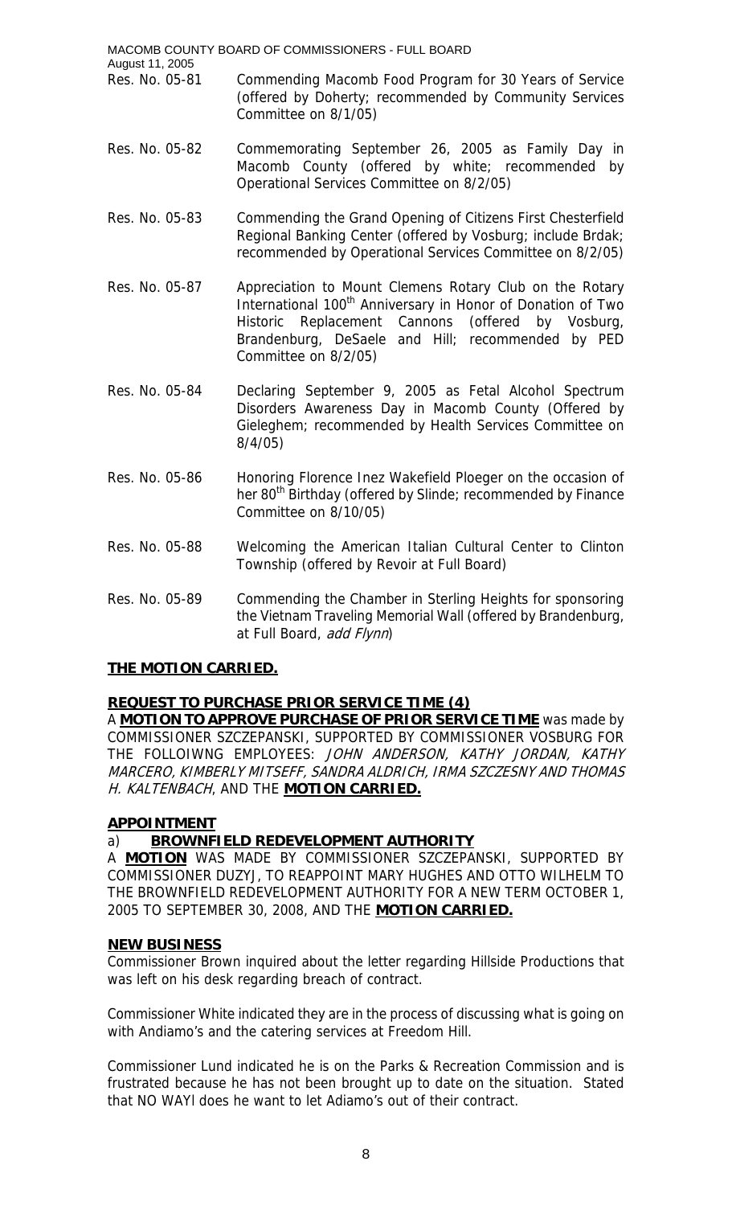| | |
|---|---|
| Res. No. 05-81 | Commending Macomb Food Program for 30 Years of Service (offered by Doherty; recommended by Community Services Committee on 8/1/05) |
| Res. No. 05-82 | Commemorating September 26, 2005 as Family Day in Macomb County (offered by white; recommended by Operational Services Committee on 8/2/05) |
| Res. No. 05-83 | Commending the Grand Opening of Citizens First Chesterfield Regional Banking Center (offered by Vosburg; include Brdak; recommended by Operational Services Committee on 8/2/05) |
| Res. No. 05-87 | Appreciation to Mount Clemens Rotary Club on the Rotary International 100th Anniversary in Honor of Donation of Two Historic Replacement Cannons (offered by Vosburg, Brandenburg, DeSaele and Hill; recommended by PED Committee on 8/2/05) |
| Res. No. 05-84 | Declaring September 9, 2005 as Fetal Alcohol Spectrum Disorders Awareness Day in Macomb County (Offered by Gieleghem; recommended by Health Services Committee on 8/4/05) |
| Res. No. 05-86 | Honoring Florence Inez Wakefield Ploeger on the occasion of her 80th Birthday (offered by Slinde; recommended by Finance Committee on 8/10/05) |
| Res. No. 05-88 | Welcoming the American Italian Cultural Center to Clinton Township (offered by Revoir at Full Board) |
| Res. No. 05-89 | Commending the Chamber in Sterling Heights for sponsoring the Vietnam Traveling Memorial Wall (offered by Brandenburg, at Full Board, *add Flynn*) |

**THE MOTION CARRIED.**

**REQUEST TO PURCHASE PRIOR SERVICE TIME (4)**

A **MOTION TO APPROVE PURCHASE OF PRIOR SERVICE TIME** was made by COMMISSIONER SZCZEPANSKI, SUPPORTED BY COMMISSIONER VOSBURG FOR THE FOLLOIWNG EMPLOYEES: *JOHN ANDERSON, KATHY JORDAN, KATHY MARCERO, KIMBERLY MITSEFF, SANDRA ALDRICH, IRMA SZCZESNY AND THOMAS H. KALTENBACH*, AND THE **MOTION CARRIED.**

**APPOINTMENT**

a) **BROWNFIELD REDEVELOPMENT AUTHORITY**

A **MOTION** WAS MADE BY COMMISSIONER SZCZEPANSKI, SUPPORTED BY COMMISSIONER DUZYJ, TO REAPPOINT MARY HUGHES AND OTTO WILHELM TO THE BROWNFIELD REDEVELOPMENT AUTHORITY FOR A NEW TERM OCTOBER 1, 2005 TO SEPTEMBER 30, 2008, AND THE **MOTION CARRIED.**

**NEW BUSINESS**

Commissioner Brown inquired about the letter regarding Hillside Productions that was left on his desk regarding breach of contract.

Commissioner White indicated they are in the process of discussing what is going on with Andiamo's and the catering services at Freedom Hill.

Commissioner Lund indicated he is on the Parks & Recreation Commission and is frustrated because he has not been brought up to date on the situation. Stated that NO WAYl does he want to let Adiamo's out of their contract.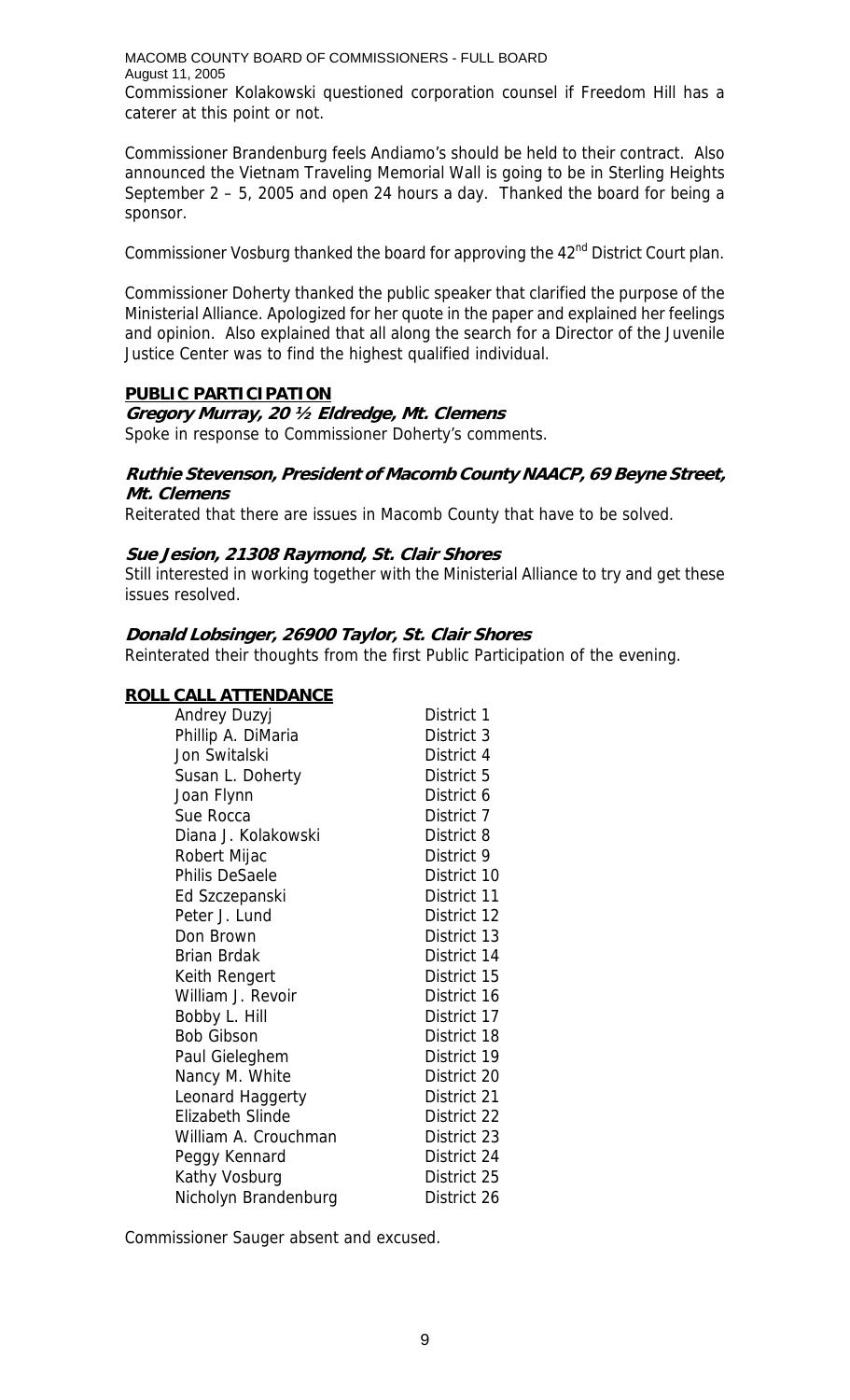Commissioner Kolakowski questioned corporation counsel if Freedom Hill has a caterer at this point or not.

Commissioner Brandenburg feels Andiamo's should be held to their contract. Also announced the Vietnam Traveling Memorial Wall is going to be in Sterling Heights September 2 – 5, 2005 and open 24 hours a day. Thanked the board for being a sponsor.

Commissioner Vosburg thanked the board for approving the 42nd District Court plan.

Commissioner Doherty thanked the public speaker that clarified the purpose of the Ministerial Alliance. Apologized for her quote in the paper and explained her feelings and opinion. Also explained that all along the search for a Director of the Juvenile Justice Center was to find the highest qualified individual.

## PUBLIC PARTICIPATION

***Gregory Murray, 20 ½ Eldredge, Mt. Clemens***

Spoke in response to Commissioner Doherty's comments.

***Ruthie Stevenson, President of Macomb County NAACP, 69 Beyne Street, Mt. Clemens***

Reiterated that there are issues in Macomb County that have to be solved.

***Sue Jesion, 21308 Raymond, St. Clair Shores***

Still interested in working together with the Ministerial Alliance to try and get these issues resolved.

***Donald Lobsinger, 26900 Taylor, St. Clair Shores***

Reinterated their thoughts from the first Public Participation of the evening.

## ROLL CALL ATTENDANCE

| | |
|---|---|
| Andrey Duzyj | District 1 |
| Phillip A. DiMaria | District 3 |
| Jon Switalski | District 4 |
| Susan L. Doherty | District 5 |
| Joan Flynn | District 6 |
| Sue Rocca | District 7 |
| Diana J. Kolakowski | District 8 |
| Robert Mijac | District 9 |
| Philis DeSaele | District 10 |
| Ed Szczepanski | District 11 |
| Peter J. Lund | District 12 |
| Don Brown | District 13 |
| Brian Brdak | District 14 |
| Keith Rengert | District 15 |
| William J. Revoir | District 16 |
| Bobby L. Hill | District 17 |
| Bob Gibson | District 18 |
| Paul Gieleghem | District 19 |
| Nancy M. White | District 20 |
| Leonard Haggerty | District 21 |
| Elizabeth Slinde | District 22 |
| William A. Crouchman | District 23 |
| Peggy Kennard | District 24 |
| Kathy Vosburg | District 25 |
| Nicholyn Brandenburg | District 26 |

Commissioner Sauger absent and excused.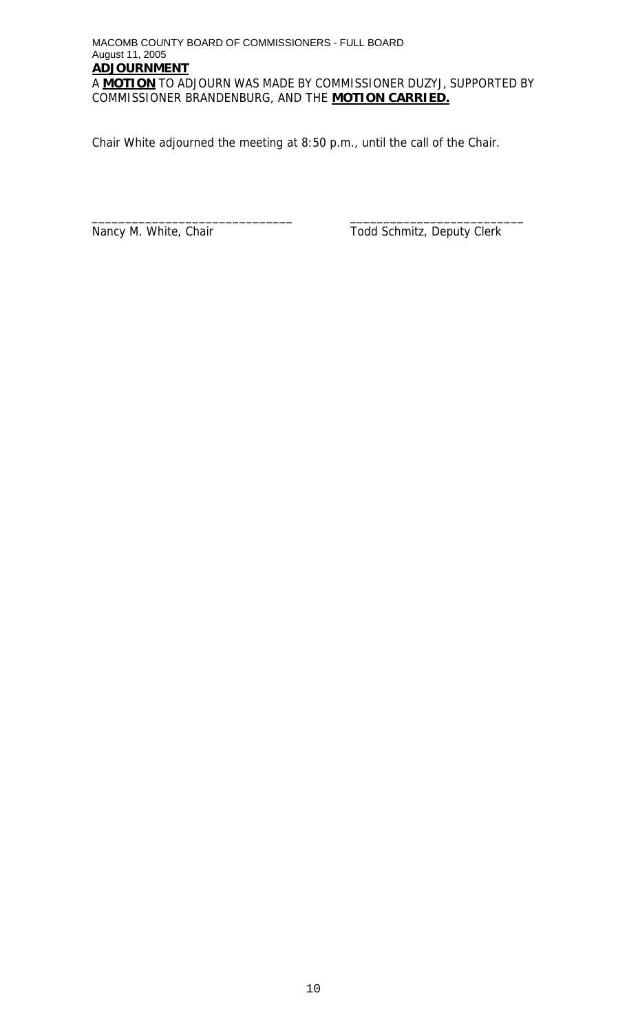**ADJOURNMENT**

A **MOTION** TO ADJOURN WAS MADE BY COMMISSIONER DUZYJ, SUPPORTED BY COMMISSIONER BRANDENBURG, AND THE **MOTION CARRIED.**

Chair White adjourned the meeting at 8:50 p.m., until the call of the Chair.

| | |
|---|---|
| ____________________________ | ________________________ |
| Nancy M. White, Chair | Todd Schmitz, Deputy Clerk |